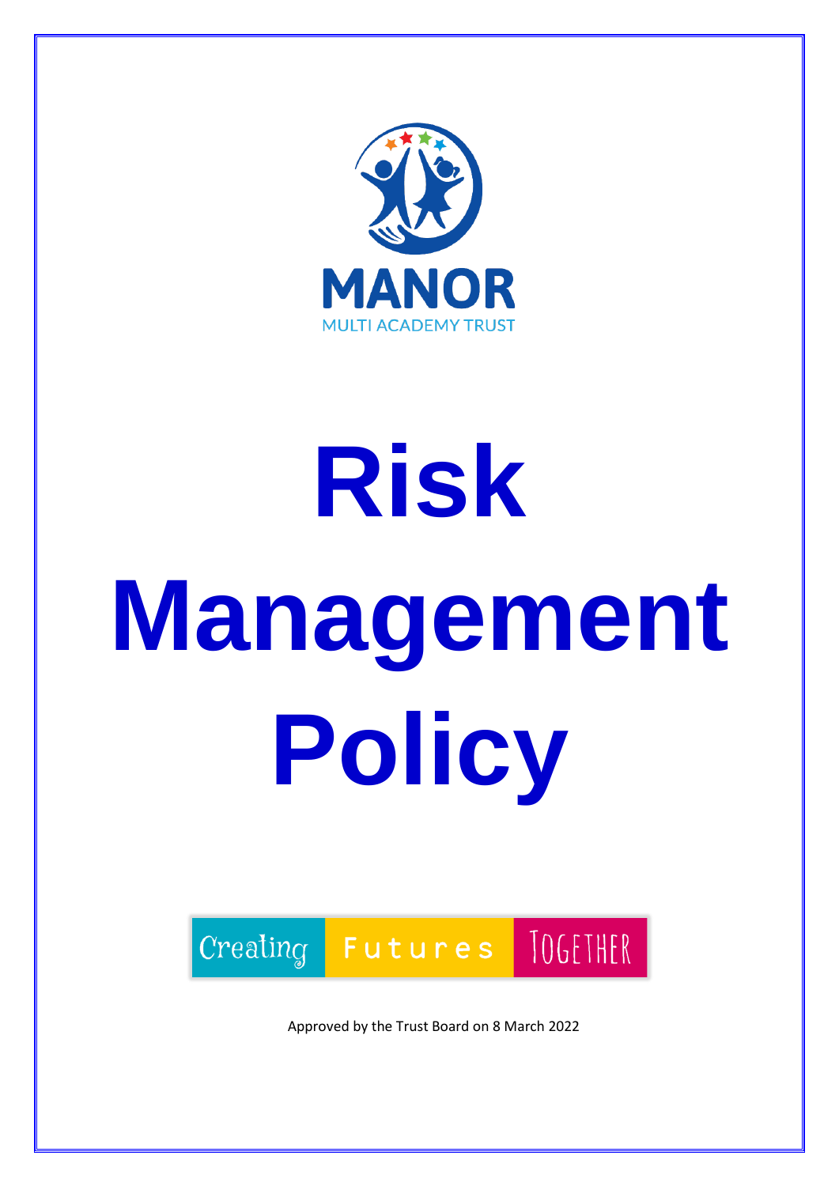MANOR

MULTI ACADEMY TRUST

# Risk Management Policy

Creating Futures Together

Approved by the Trust Board on 8 March 2022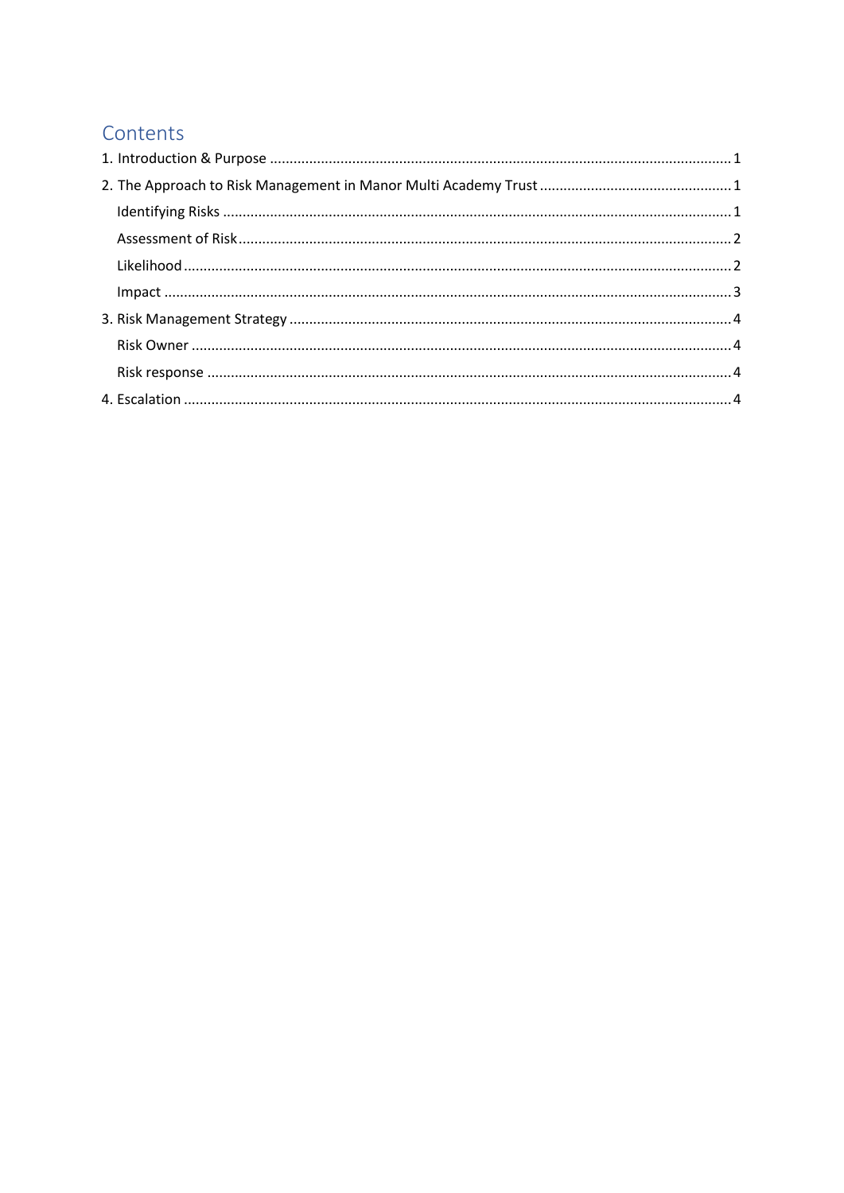# Contents

1. Introduction & Purpose ..... 1
2. The Approach to Risk Management in Manor Multi Academy Trust ..... 1
   - Identifying Risks ..... 1
   - Assessment of Risk ..... 2
   - Likelihood ..... 2
   - Impact ..... 3
3. Risk Management Strategy ..... 4
   - Risk Owner ..... 4
   - Risk response ..... 4
4. Escalation ..... 4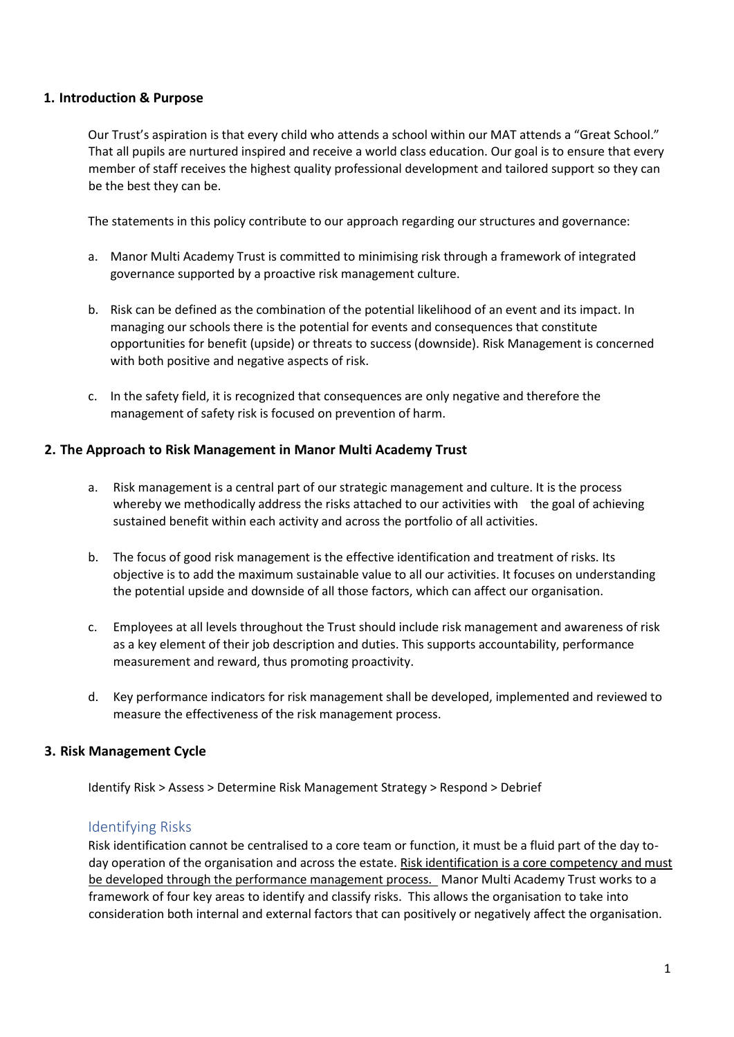## 1. Introduction & Purpose

Our Trust's aspiration is that every child who attends a school within our MAT attends a "Great School." That all pupils are nurtured inspired and receive a world class education. Our goal is to ensure that every member of staff receives the highest quality professional development and tailored support so they can be the best they can be.

The statements in this policy contribute to our approach regarding our structures and governance:

a. Manor Multi Academy Trust is committed to minimising risk through a framework of integrated governance supported by a proactive risk management culture.

b. Risk can be defined as the combination of the potential likelihood of an event and its impact. In managing our schools there is the potential for events and consequences that constitute opportunities for benefit (upside) or threats to success (downside). Risk Management is concerned with both positive and negative aspects of risk.

c. In the safety field, it is recognized that consequences are only negative and therefore the management of safety risk is focused on prevention of harm.

## 2. The Approach to Risk Management in Manor Multi Academy Trust

a. Risk management is a central part of our strategic management and culture. It is the process whereby we methodically address the risks attached to our activities with the goal of achieving sustained benefit within each activity and across the portfolio of all activities.

b. The focus of good risk management is the effective identification and treatment of risks. Its objective is to add the maximum sustainable value to all our activities. It focuses on understanding the potential upside and downside of all those factors, which can affect our organisation.

c. Employees at all levels throughout the Trust should include risk management and awareness of risk as a key element of their job description and duties. This supports accountability, performance measurement and reward, thus promoting proactivity.

d. Key performance indicators for risk management shall be developed, implemented and reviewed to measure the effectiveness of the risk management process.

## 3. Risk Management Cycle

Identify Risk > Assess > Determine Risk Management Strategy > Respond > Debrief

### Identifying Risks

Risk identification cannot be centralised to a core team or function, it must be a fluid part of the day to-day operation of the organisation and across the estate. Risk identification is a core competency and must be developed through the performance management process. Manor Multi Academy Trust works to a framework of four key areas to identify and classify risks. This allows the organisation to take into consideration both internal and external factors that can positively or negatively affect the organisation.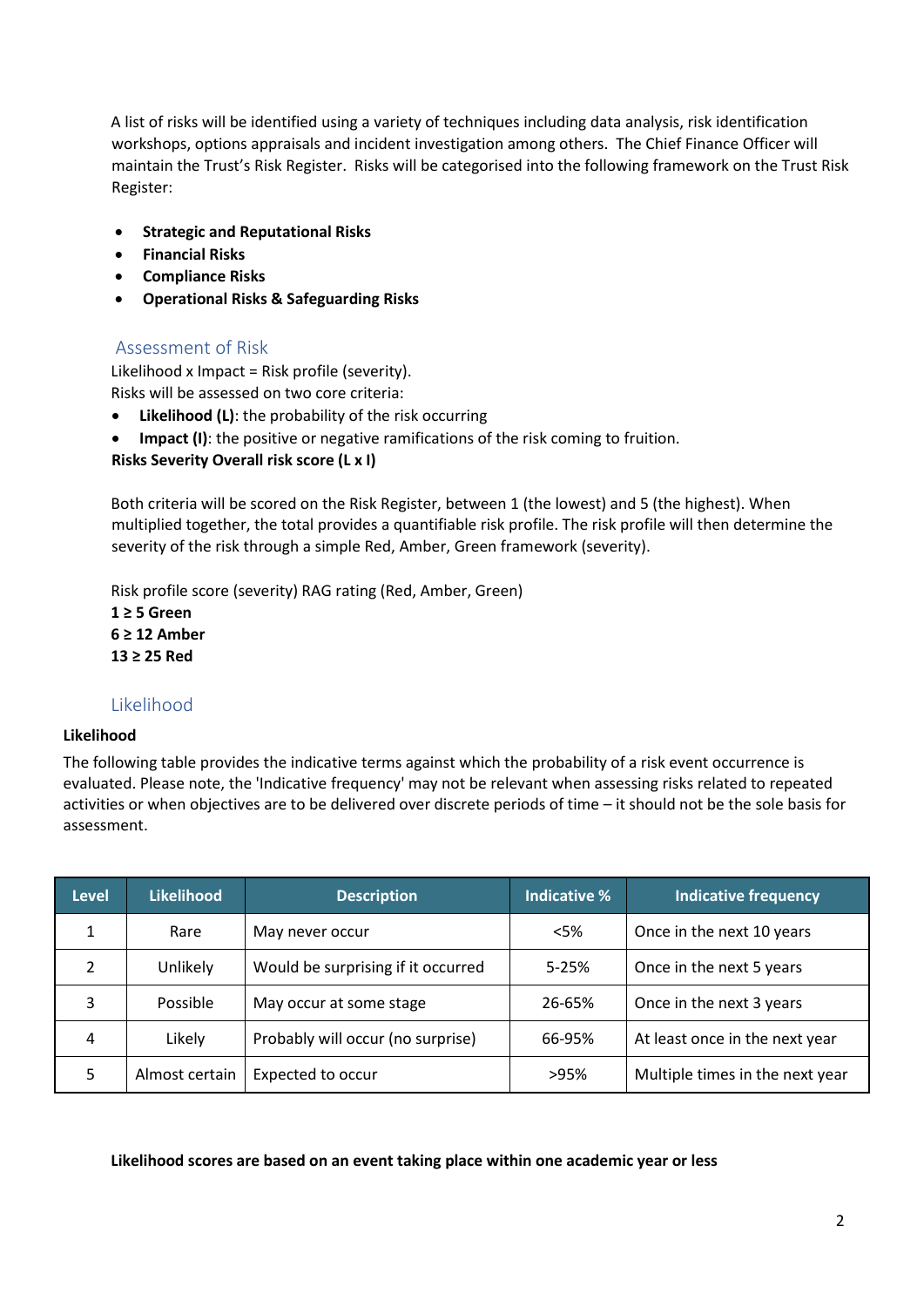A list of risks will be identified using a variety of techniques including data analysis, risk identification workshops, options appraisals and incident investigation among others. The Chief Finance Officer will maintain the Trust's Risk Register. Risks will be categorised into the following framework on the Trust Risk Register:

- **Strategic and Reputational Risks**
- **Financial Risks**
- **Compliance Risks**
- **Operational Risks & Safeguarding Risks**

## Assessment of Risk

Likelihood x Impact = Risk profile (severity).
Risks will be assessed on two core criteria:

- **Likelihood (L)**: the probability of the risk occurring
- **Impact (I)**: the positive or negative ramifications of the risk coming to fruition.

**Risks Severity Overall risk score (L x I)**

Both criteria will be scored on the Risk Register, between 1 (the lowest) and 5 (the highest). When multiplied together, the total provides a quantifiable risk profile. The risk profile will then determine the severity of the risk through a simple Red, Amber, Green framework (severity).

Risk profile score (severity) RAG rating (Red, Amber, Green)
**1 ≥ 5 Green**
**6 ≥ 12 Amber**
**13 ≥ 25 Red**

## Likelihood

**Likelihood**

The following table provides the indicative terms against which the probability of a risk event occurrence is evaluated. Please note, the 'Indicative frequency' may not be relevant when assessing risks related to repeated activities or when objectives are to be delivered over discrete periods of time – it should not be the sole basis for assessment.

| Level | Likelihood | Description | Indicative % | Indicative frequency |
|---|---|---|---|---|
| 1 | Rare | May never occur | <5% | Once in the next 10 years |
| 2 | Unlikely | Would be surprising if it occurred | 5-25% | Once in the next 5 years |
| 3 | Possible | May occur at some stage | 26-65% | Once in the next 3 years |
| 4 | Likely | Probably will occur (no surprise) | 66-95% | At least once in the next year |
| 5 | Almost certain | Expected to occur | >95% | Multiple times in the next year |

**Likelihood scores are based on an event taking place within one academic year or less**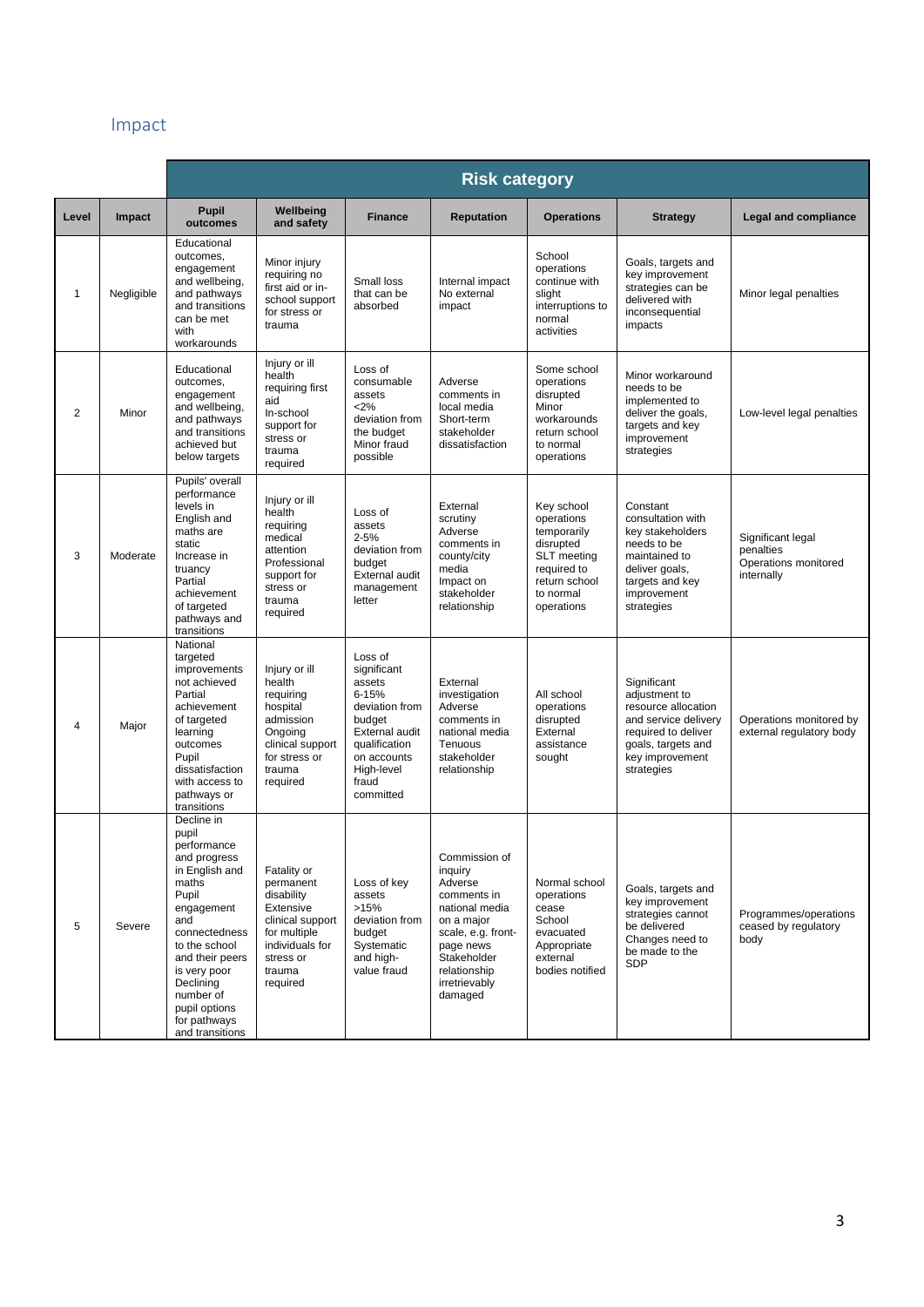## Impact

| Level | Impact | Risk category | | | | | | |
|---|---|---|---|---|---|---|---|---|
| | | Pupil outcomes | Wellbeing and safety | Finance | Reputation | Operations | Strategy | Legal and compliance |
| 1 | Negligible | Educational outcomes, engagement and wellbeing, and pathways and transitions can be met with workarounds | Minor injury requiring no first aid or in-school support for stress or trauma | Small loss that can be absorbed | Internal impact No external impact | School operations continue with slight interruptions to normal activities | Goals, targets and key improvement strategies can be delivered with inconsequential impacts | Minor legal penalties |
| 2 | Minor | Educational outcomes, engagement and wellbeing, and pathways and transitions achieved but below targets | Injury or ill health requiring first aid In-school support for stress or trauma required | Loss of consumable assets <2% deviation from the budget Minor fraud possible | Adverse comments in local media Short-term stakeholder dissatisfaction | Some school operations disrupted Minor workarounds return school to normal operations | Minor workaround needs to be implemented to deliver the goals, targets and key improvement strategies | Low-level legal penalties |
| 3 | Moderate | Pupils' overall performance levels in English and maths are static Increase in truancy Partial achievement of targeted pathways and transitions | Injury or ill health requiring medical attention Professional support for stress or trauma required | Loss of assets 2-5% deviation from budget External audit management letter | External scrutiny Adverse comments in county/city media Impact on stakeholder relationship | Key school operations temporarily disrupted SLT meeting required to return school to normal operations | Constant consultation with key stakeholders needs to be maintained to deliver goals, targets and key improvement strategies | Significant legal penalties Operations monitored internally |
| 4 | Major | National targeted improvements not achieved Partial achievement of targeted learning outcomes Pupil dissatisfaction with access to pathways or transitions | Injury or ill health requiring hospital admission Ongoing clinical support for stress or trauma required | Loss of significant assets 6-15% deviation from budget External audit qualification on accounts High-level fraud committed | External investigation Adverse comments in national media Tenuous stakeholder relationship | All school operations disrupted External assistance sought | Significant adjustment to resource allocation and service delivery required to deliver goals, targets and key improvement strategies | Operations monitored by external regulatory body |
| 5 | Severe | Decline in pupil performance and progress in English and maths Pupil engagement and connectedness to the school and their peers is very poor Declining number of pupil options for pathways and transitions | Fatality or permanent disability Extensive clinical support for multiple individuals for stress or trauma required | Loss of key assets >15% deviation from budget Systematic and high-value fraud | Commission of inquiry Adverse comments in national media on a major scale, e.g. front-page news Stakeholder relationship irretrievably damaged | Normal school operations cease School evacuated Appropriate external bodies notified | Goals, targets and key improvement strategies cannot be delivered Changes need to be made to the SDP | Programmes/operations ceased by regulatory body |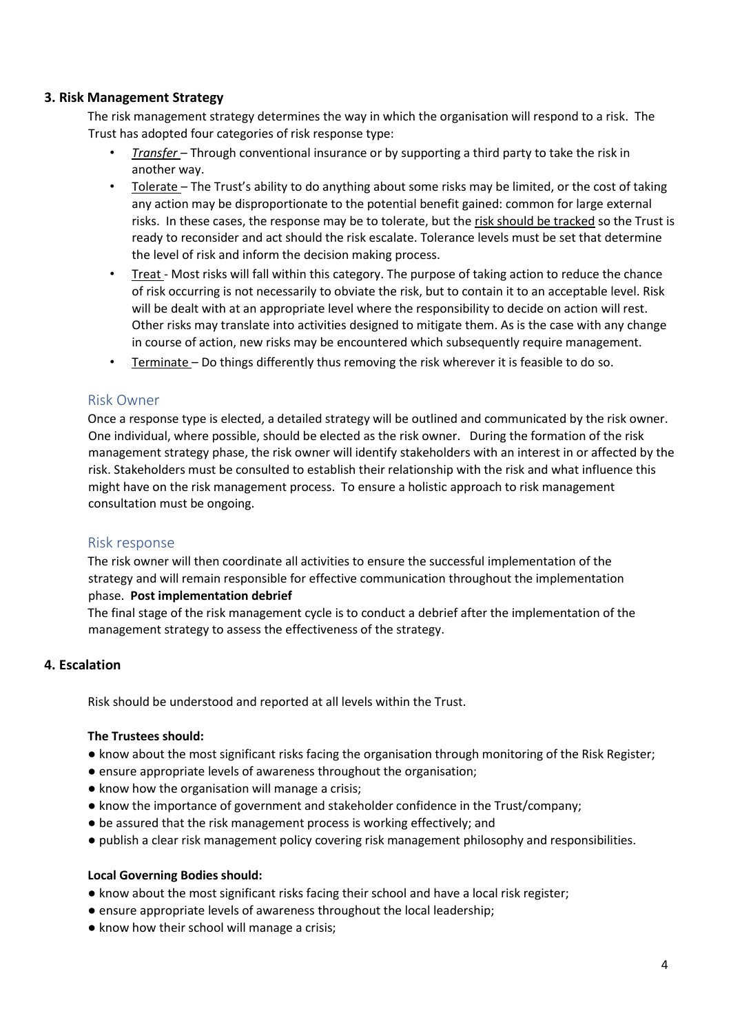## 3. Risk Management Strategy

The risk management strategy determines the way in which the organisation will respond to a risk. The Trust has adopted four categories of risk response type:

- *Transfer* – Through conventional insurance or by supporting a third party to take the risk in another way.
- Tolerate – The Trust's ability to do anything about some risks may be limited, or the cost of taking any action may be disproportionate to the potential benefit gained: common for large external risks. In these cases, the response may be to tolerate, but the risk should be tracked so the Trust is ready to reconsider and act should the risk escalate. Tolerance levels must be set that determine the level of risk and inform the decision making process.
- Treat - Most risks will fall within this category. The purpose of taking action to reduce the chance of risk occurring is not necessarily to obviate the risk, but to contain it to an acceptable level. Risk will be dealt with at an appropriate level where the responsibility to decide on action will rest. Other risks may translate into activities designed to mitigate them. As is the case with any change in course of action, new risks may be encountered which subsequently require management.
- Terminate – Do things differently thus removing the risk wherever it is feasible to do so.

### Risk Owner

Once a response type is elected, a detailed strategy will be outlined and communicated by the risk owner. One individual, where possible, should be elected as the risk owner. During the formation of the risk management strategy phase, the risk owner will identify stakeholders with an interest in or affected by the risk. Stakeholders must be consulted to establish their relationship with the risk and what influence this might have on the risk management process. To ensure a holistic approach to risk management consultation must be ongoing.

### Risk response

The risk owner will then coordinate all activities to ensure the successful implementation of the strategy and will remain responsible for effective communication throughout the implementation phase. **Post implementation debrief**

The final stage of the risk management cycle is to conduct a debrief after the implementation of the management strategy to assess the effectiveness of the strategy.

## 4. Escalation

Risk should be understood and reported at all levels within the Trust.

**The Trustees should:**

- know about the most significant risks facing the organisation through monitoring of the Risk Register;
- ensure appropriate levels of awareness throughout the organisation;
- know how the organisation will manage a crisis;
- know the importance of government and stakeholder confidence in the Trust/company;
- be assured that the risk management process is working effectively; and
- publish a clear risk management policy covering risk management philosophy and responsibilities.

**Local Governing Bodies should:**

- know about the most significant risks facing their school and have a local risk register;
- ensure appropriate levels of awareness throughout the local leadership;
- know how their school will manage a crisis;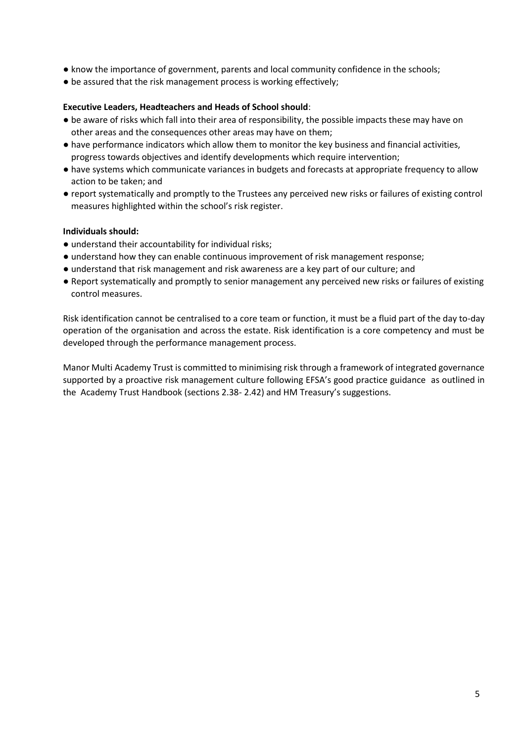- know the importance of government, parents and local community confidence in the schools;
- be assured that the risk management process is working effectively;

**Executive Leaders, Headteachers and Heads of School should**:

- be aware of risks which fall into their area of responsibility, the possible impacts these may have on other areas and the consequences other areas may have on them;
- have performance indicators which allow them to monitor the key business and financial activities, progress towards objectives and identify developments which require intervention;
- have systems which communicate variances in budgets and forecasts at appropriate frequency to allow action to be taken; and
- report systematically and promptly to the Trustees any perceived new risks or failures of existing control measures highlighted within the school's risk register.

**Individuals should:**

- understand their accountability for individual risks;
- understand how they can enable continuous improvement of risk management response;
- understand that risk management and risk awareness are a key part of our culture; and
- Report systematically and promptly to senior management any perceived new risks or failures of existing control measures.

Risk identification cannot be centralised to a core team or function, it must be a fluid part of the day to-day operation of the organisation and across the estate. Risk identification is a core competency and must be developed through the performance management process.

Manor Multi Academy Trust is committed to minimising risk through a framework of integrated governance supported by a proactive risk management culture following EFSA's good practice guidance as outlined in the Academy Trust Handbook (sections 2.38- 2.42) and HM Treasury's suggestions.